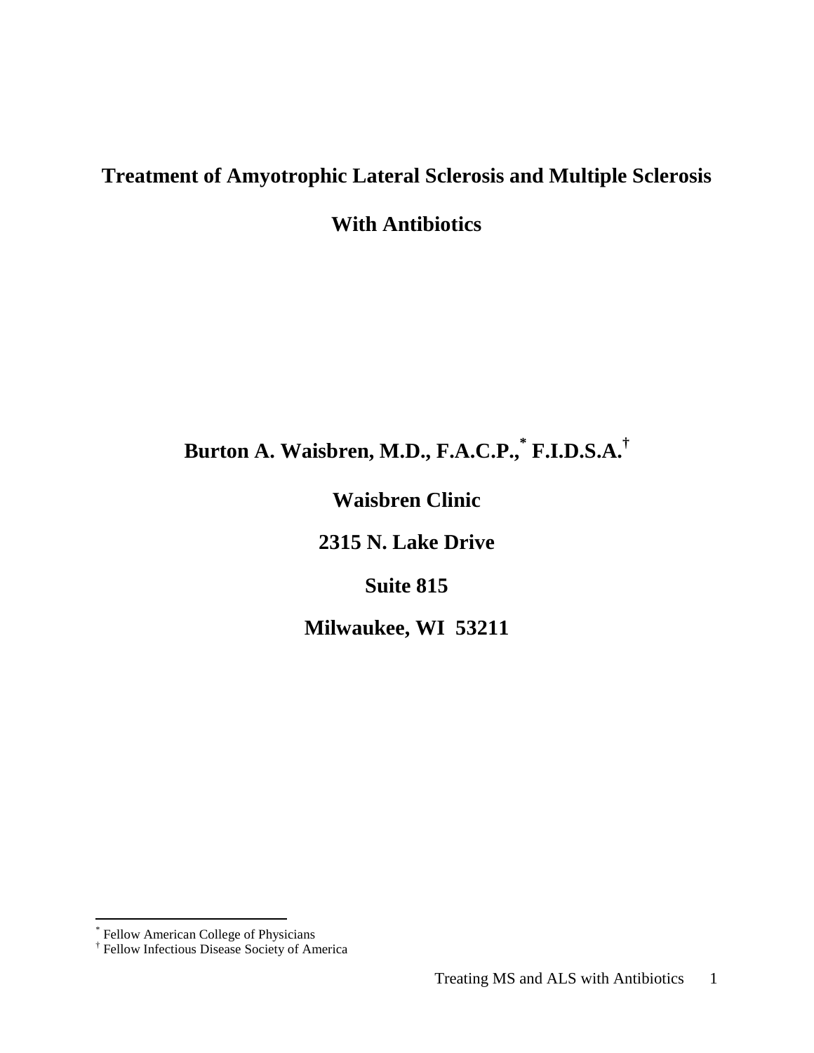# Treatment of Amyotrophic Lateral Sclerosis and Multiple Sclerosis With Antibiotics

**Burton A. Waisbren, M.D., F.A.C.P.,[*] F.I.D.S.A.[†]**

**Waisbren Clinic**

**2315 N. Lake Drive**

**Suite 815**

**Milwaukee, WI 53211**

[*] Fellow American College of Physicians

[†] Fellow Infectious Disease Society of America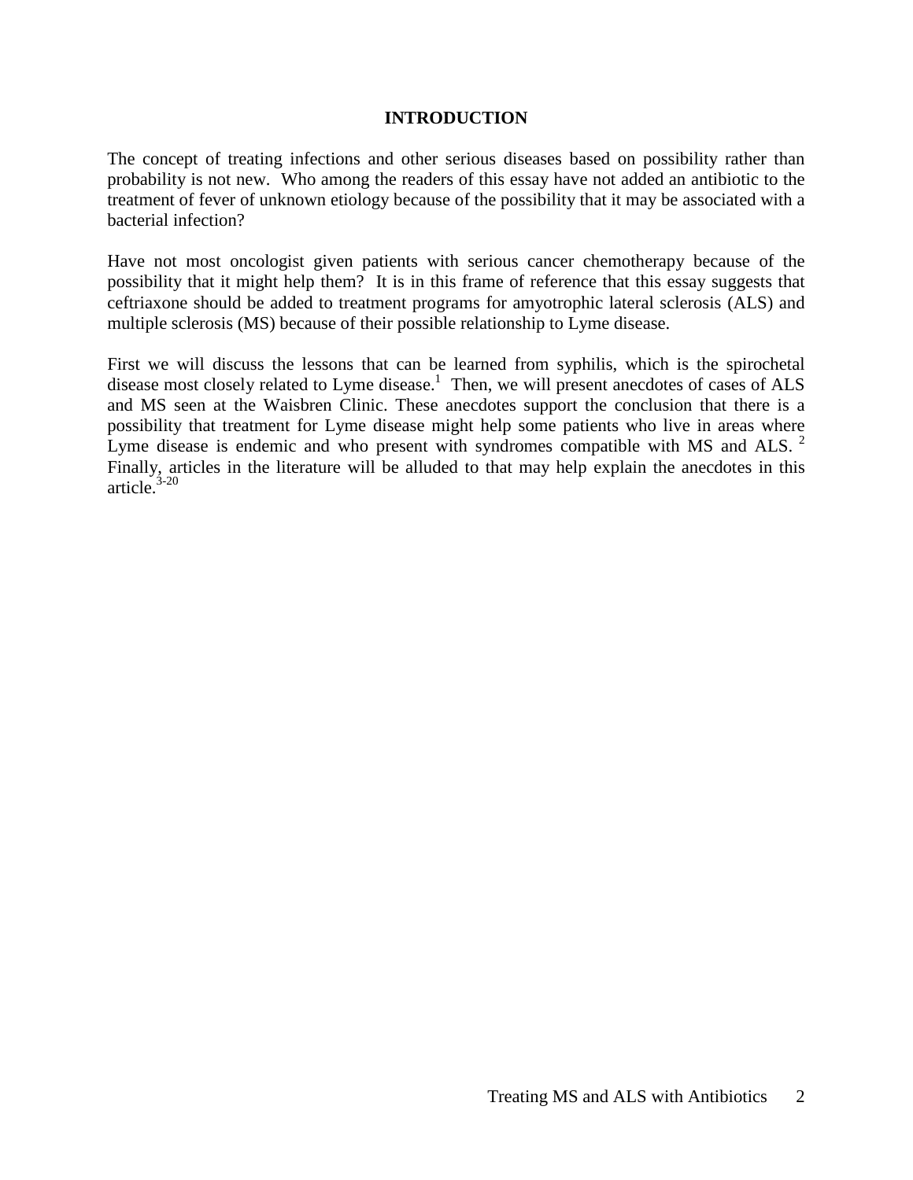## INTRODUCTION

The concept of treating infections and other serious diseases based on possibility rather than probability is not new. Who among the readers of this essay have not added an antibiotic to the treatment of fever of unknown etiology because of the possibility that it may be associated with a bacterial infection?

Have not most oncologist given patients with serious cancer chemotherapy because of the possibility that it might help them? It is in this frame of reference that this essay suggests that ceftriaxone should be added to treatment programs for amyotrophic lateral sclerosis (ALS) and multiple sclerosis (MS) because of their possible relationship to Lyme disease.

First we will discuss the lessons that can be learned from syphilis, which is the spirochetal disease most closely related to Lyme disease.[1] Then, we will present anecdotes of cases of ALS and MS seen at the Waisbren Clinic. These anecdotes support the conclusion that there is a possibility that treatment for Lyme disease might help some patients who live in areas where Lyme disease is endemic and who present with syndromes compatible with MS and ALS.[2] Finally, articles in the literature will be alluded to that may help explain the anecdotes in this article.[3-20]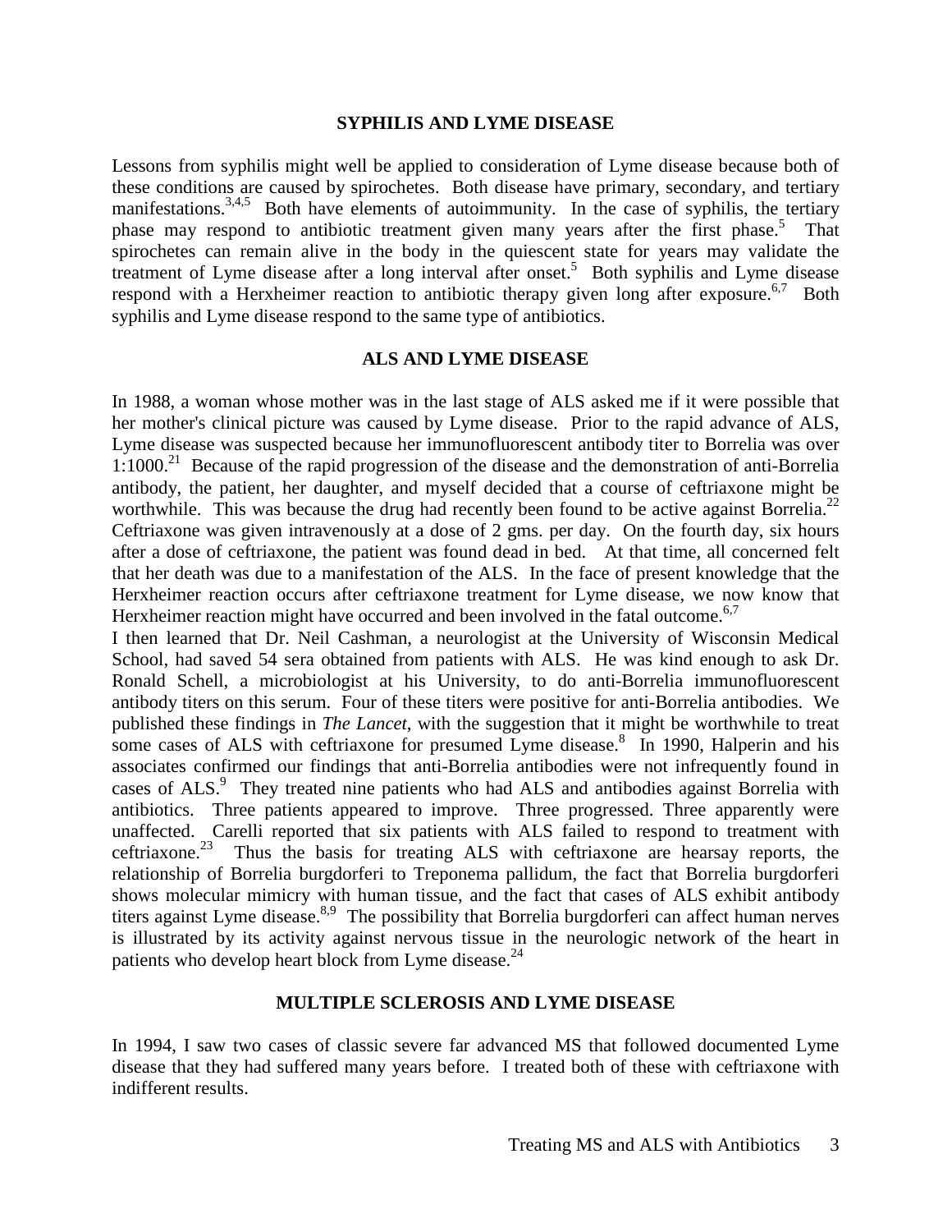## SYPHILIS AND LYME DISEASE

Lessons from syphilis might well be applied to consideration of Lyme disease because both of these conditions are caused by spirochetes. Both disease have primary, secondary, and tertiary manifestations.[3,4,5] Both have elements of autoimmunity. In the case of syphilis, the tertiary phase may respond to antibiotic treatment given many years after the first phase.[5] That spirochetes can remain alive in the body in the quiescent state for years may validate the treatment of Lyme disease after a long interval after onset.[5] Both syphilis and Lyme disease respond with a Herxheimer reaction to antibiotic therapy given long after exposure.[6,7] Both syphilis and Lyme disease respond to the same type of antibiotics.

## ALS AND LYME DISEASE

In 1988, a woman whose mother was in the last stage of ALS asked me if it were possible that her mother's clinical picture was caused by Lyme disease. Prior to the rapid advance of ALS, Lyme disease was suspected because her immunofluorescent antibody titer to Borrelia was over 1:1000.[21] Because of the rapid progression of the disease and the demonstration of anti-Borrelia antibody, the patient, her daughter, and myself decided that a course of ceftriaxone might be worthwhile. This was because the drug had recently been found to be active against Borrelia.[22] Ceftriaxone was given intravenously at a dose of 2 gms. per day. On the fourth day, six hours after a dose of ceftriaxone, the patient was found dead in bed. At that time, all concerned felt that her death was due to a manifestation of the ALS. In the face of present knowledge that the Herxheimer reaction occurs after ceftriaxone treatment for Lyme disease, we now know that Herxheimer reaction might have occurred and been involved in the fatal outcome.[6,7]

I then learned that Dr. Neil Cashman, a neurologist at the University of Wisconsin Medical School, had saved 54 sera obtained from patients with ALS. He was kind enough to ask Dr. Ronald Schell, a microbiologist at his University, to do anti-Borrelia immunofluorescent antibody titers on this serum. Four of these titers were positive for anti-Borrelia antibodies. We published these findings in *The Lancet*, with the suggestion that it might be worthwhile to treat some cases of ALS with ceftriaxone for presumed Lyme disease.[8] In 1990, Halperin and his associates confirmed our findings that anti-Borrelia antibodies were not infrequently found in cases of ALS.[9] They treated nine patients who had ALS and antibodies against Borrelia with antibiotics. Three patients appeared to improve. Three progressed. Three apparently were unaffected. Carelli reported that six patients with ALS failed to respond to treatment with ceftriaxone.[23] Thus the basis for treating ALS with ceftriaxone are hearsay reports, the relationship of Borrelia burgdorferi to Treponema pallidum, the fact that Borrelia burgdorferi shows molecular mimicry with human tissue, and the fact that cases of ALS exhibit antibody titers against Lyme disease.[8,9] The possibility that Borrelia burgdorferi can affect human nerves is illustrated by its activity against nervous tissue in the neurologic network of the heart in patients who develop heart block from Lyme disease.[24]

## MULTIPLE SCLEROSIS AND LYME DISEASE

In 1994, I saw two cases of classic severe far advanced MS that followed documented Lyme disease that they had suffered many years before. I treated both of these with ceftriaxone with indifferent results.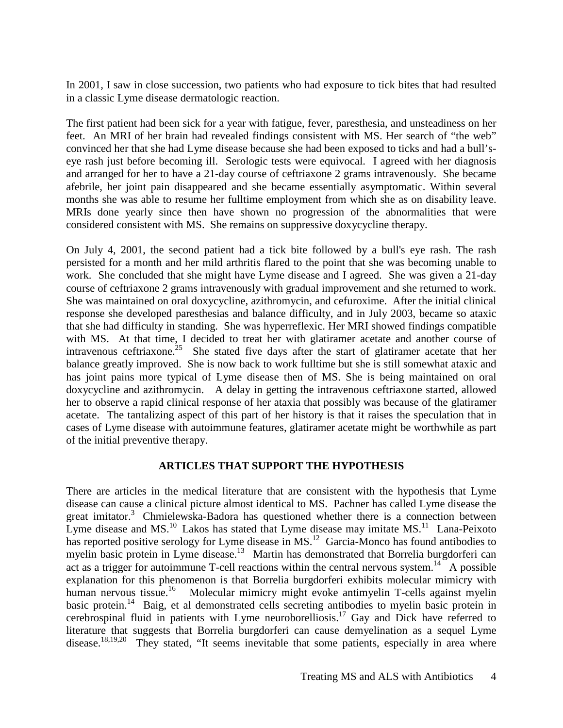In 2001, I saw in close succession, two patients who had exposure to tick bites that had resulted in a classic Lyme disease dermatologic reaction.

The first patient had been sick for a year with fatigue, fever, paresthesia, and unsteadiness on her feet. An MRI of her brain had revealed findings consistent with MS. Her search of "the web" convinced her that she had Lyme disease because she had been exposed to ticks and had a bull's-eye rash just before becoming ill. Serologic tests were equivocal. I agreed with her diagnosis and arranged for her to have a 21-day course of ceftriaxone 2 grams intravenously. She became afebrile, her joint pain disappeared and she became essentially asymptomatic. Within several months she was able to resume her fulltime employment from which she as on disability leave. MRIs done yearly since then have shown no progression of the abnormalities that were considered consistent with MS. She remains on suppressive doxycycline therapy.

On July 4, 2001, the second patient had a tick bite followed by a bull's eye rash. The rash persisted for a month and her mild arthritis flared to the point that she was becoming unable to work. She concluded that she might have Lyme disease and I agreed. She was given a 21-day course of ceftriaxone 2 grams intravenously with gradual improvement and she returned to work. She was maintained on oral doxycycline, azithromycin, and cefuroxime. After the initial clinical response she developed paresthesias and balance difficulty, and in July 2003, became so ataxic that she had difficulty in standing. She was hyperreflexic. Her MRI showed findings compatible with MS. At that time, I decided to treat her with glatiramer acetate and another course of intravenous ceftriaxone.[25] She stated five days after the start of glatiramer acetate that her balance greatly improved. She is now back to work fulltime but she is still somewhat ataxic and has joint pains more typical of Lyme disease then of MS. She is being maintained on oral doxycycline and azithromycin. A delay in getting the intravenous ceftriaxone started, allowed her to observe a rapid clinical response of her ataxia that possibly was because of the glatiramer acetate. The tantalizing aspect of this part of her history is that it raises the speculation that in cases of Lyme disease with autoimmune features, glatiramer acetate might be worthwhile as part of the initial preventive therapy.

## ARTICLES THAT SUPPORT THE HYPOTHESIS

There are articles in the medical literature that are consistent with the hypothesis that Lyme disease can cause a clinical picture almost identical to MS. Pachner has called Lyme disease the great imitator.[3] Chmielewska-Badora has questioned whether there is a connection between Lyme disease and MS.[10] Lakos has stated that Lyme disease may imitate MS.[11] Lana-Peixoto has reported positive serology for Lyme disease in MS.[12] Garcia-Monco has found antibodies to myelin basic protein in Lyme disease.[13] Martin has demonstrated that Borrelia burgdorferi can act as a trigger for autoimmune T-cell reactions within the central nervous system.[14] A possible explanation for this phenomenon is that Borrelia burgdorferi exhibits molecular mimicry with human nervous tissue.[16] Molecular mimicry might evoke antimyelin T-cells against myelin basic protein.[14] Baig, et al demonstrated cells secreting antibodies to myelin basic protein in cerebrospinal fluid in patients with Lyme neuroborelliosis.[17] Gay and Dick have referred to literature that suggests that Borrelia burgdorferi can cause demyelination as a sequel Lyme disease.[18,19,20] They stated, "It seems inevitable that some patients, especially in area where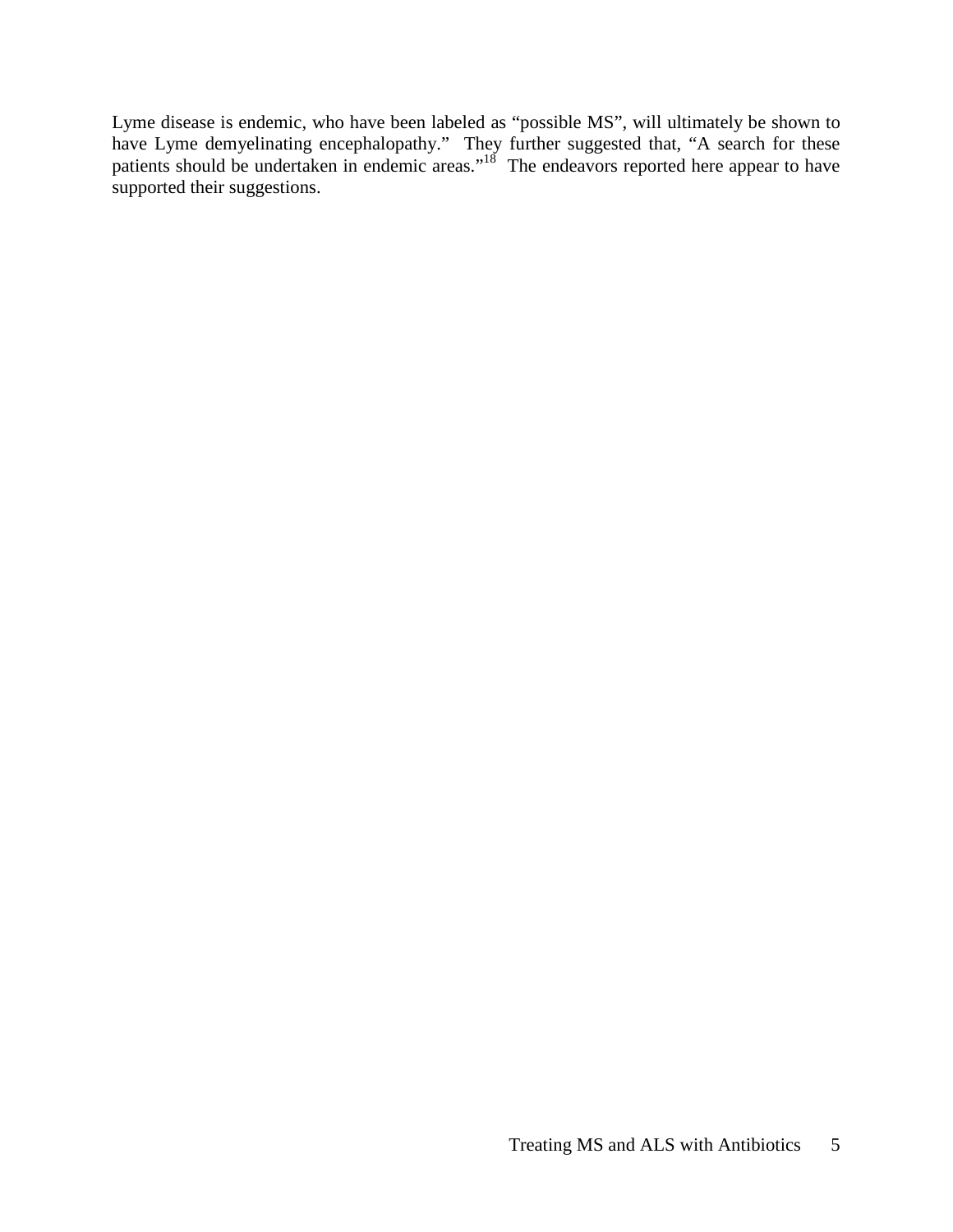Lyme disease is endemic, who have been labeled as "possible MS", will ultimately be shown to have Lyme demyelinating encephalopathy." They further suggested that, "A search for these patients should be undertaken in endemic areas."[18] The endeavors reported here appear to have supported their suggestions.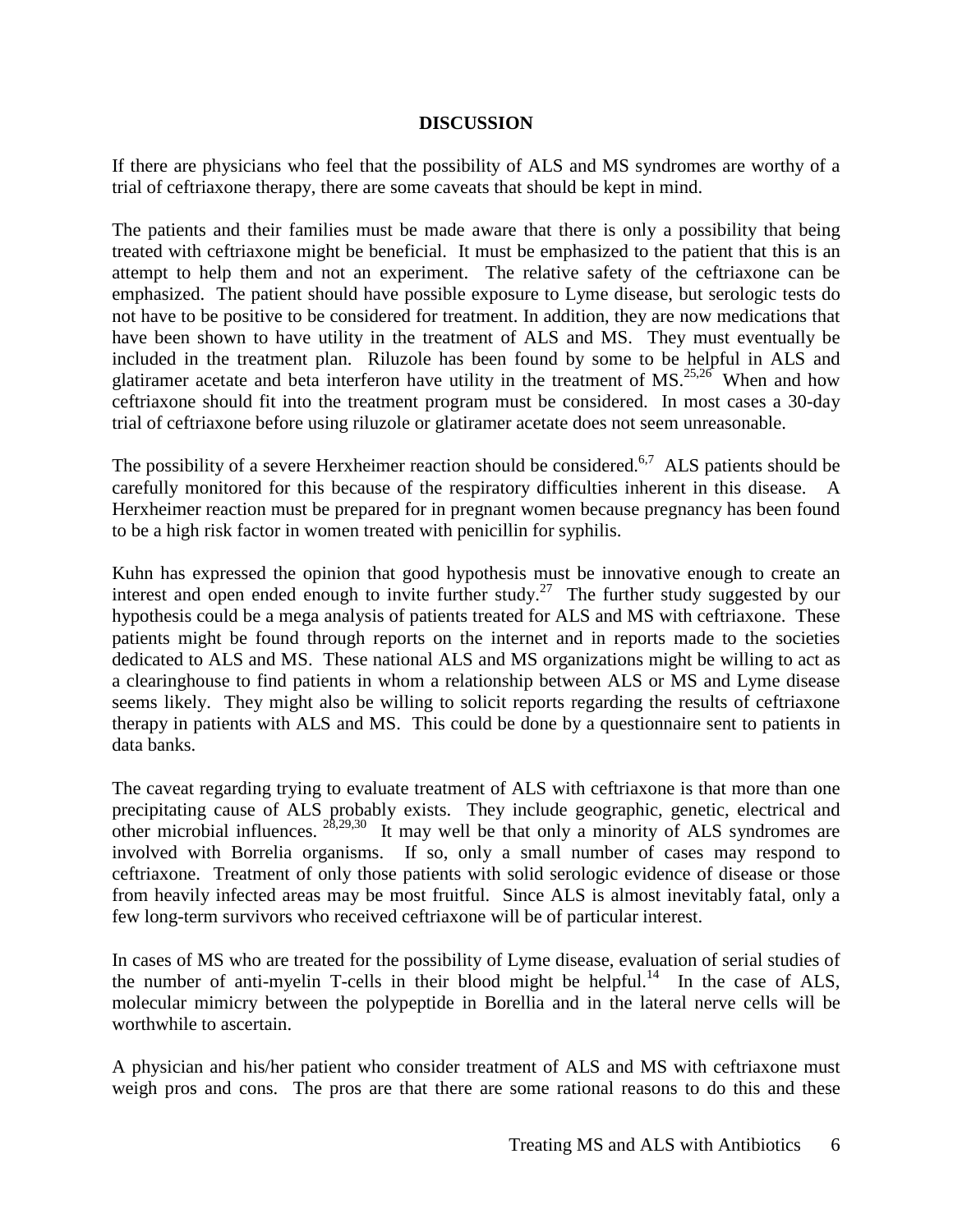## DISCUSSION

If there are physicians who feel that the possibility of ALS and MS syndromes are worthy of a trial of ceftriaxone therapy, there are some caveats that should be kept in mind.

The patients and their families must be made aware that there is only a possibility that being treated with ceftriaxone might be beneficial. It must be emphasized to the patient that this is an attempt to help them and not an experiment. The relative safety of the ceftriaxone can be emphasized. The patient should have possible exposure to Lyme disease, but serologic tests do not have to be positive to be considered for treatment. In addition, they are now medications that have been shown to have utility in the treatment of ALS and MS. They must eventually be included in the treatment plan. Riluzole has been found by some to be helpful in ALS and glatiramer acetate and beta interferon have utility in the treatment of MS.[25,26] When and how ceftriaxone should fit into the treatment program must be considered. In most cases a 30-day trial of ceftriaxone before using riluzole or glatiramer acetate does not seem unreasonable.

The possibility of a severe Herxheimer reaction should be considered.[6,7] ALS patients should be carefully monitored for this because of the respiratory difficulties inherent in this disease. A Herxheimer reaction must be prepared for in pregnant women because pregnancy has been found to be a high risk factor in women treated with penicillin for syphilis.

Kuhn has expressed the opinion that good hypothesis must be innovative enough to create an interest and open ended enough to invite further study.[27] The further study suggested by our hypothesis could be a mega analysis of patients treated for ALS and MS with ceftriaxone. These patients might be found through reports on the internet and in reports made to the societies dedicated to ALS and MS. These national ALS and MS organizations might be willing to act as a clearinghouse to find patients in whom a relationship between ALS or MS and Lyme disease seems likely. They might also be willing to solicit reports regarding the results of ceftriaxone therapy in patients with ALS and MS. This could be done by a questionnaire sent to patients in data banks.

The caveat regarding trying to evaluate treatment of ALS with ceftriaxone is that more than one precipitating cause of ALS probably exists. They include geographic, genetic, electrical and other microbial influences.[28,29,30] It may well be that only a minority of ALS syndromes are involved with Borrelia organisms. If so, only a small number of cases may respond to ceftriaxone. Treatment of only those patients with solid serologic evidence of disease or those from heavily infected areas may be most fruitful. Since ALS is almost inevitably fatal, only a few long-term survivors who received ceftriaxone will be of particular interest.

In cases of MS who are treated for the possibility of Lyme disease, evaluation of serial studies of the number of anti-myelin T-cells in their blood might be helpful.[14] In the case of ALS, molecular mimicry between the polypeptide in Borellia and in the lateral nerve cells will be worthwhile to ascertain.

A physician and his/her patient who consider treatment of ALS and MS with ceftriaxone must weigh pros and cons. The pros are that there are some rational reasons to do this and these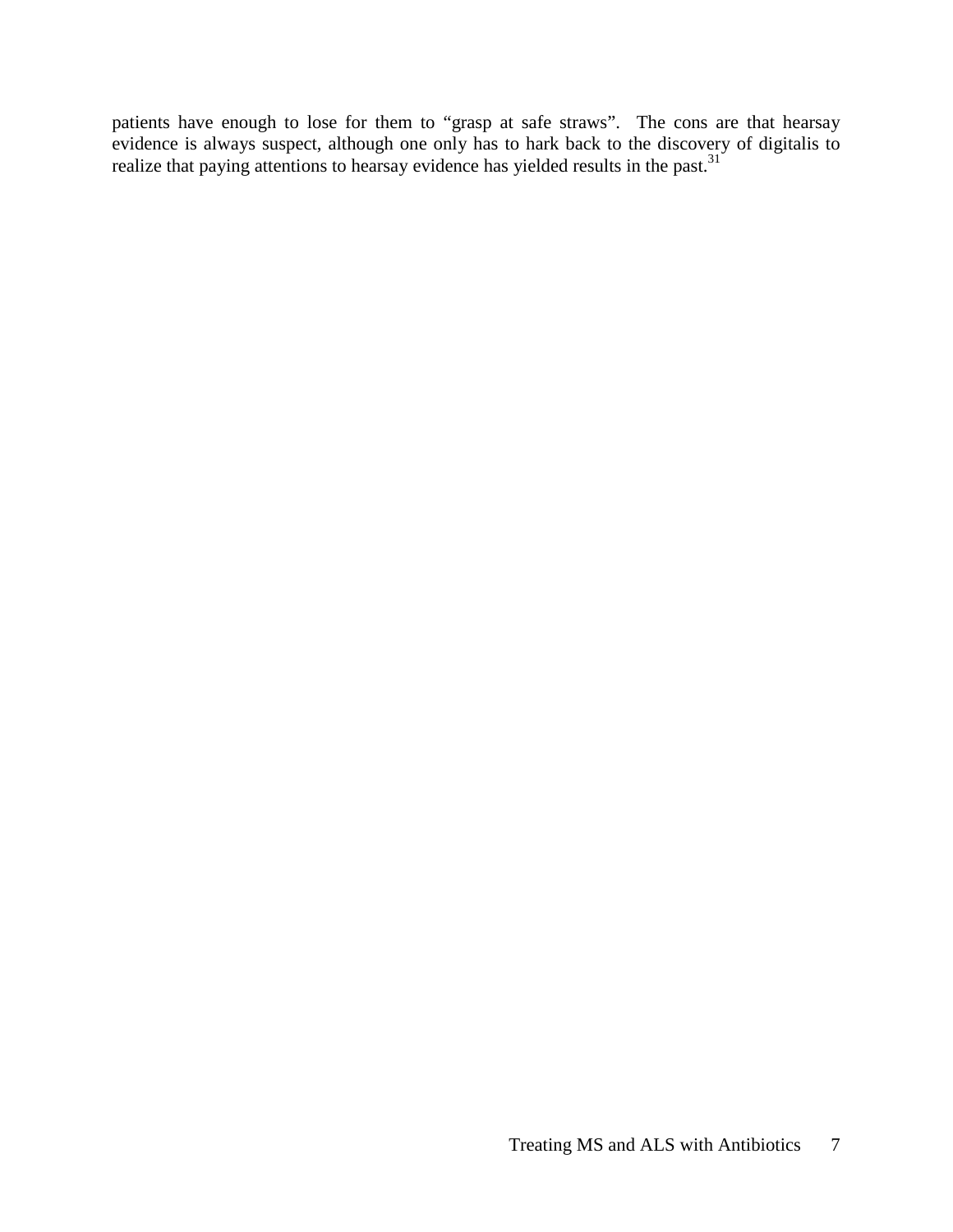patients have enough to lose for them to "grasp at safe straws". The cons are that hearsay evidence is always suspect, although one only has to hark back to the discovery of digitalis to realize that paying attentions to hearsay evidence has yielded results in the past.[31]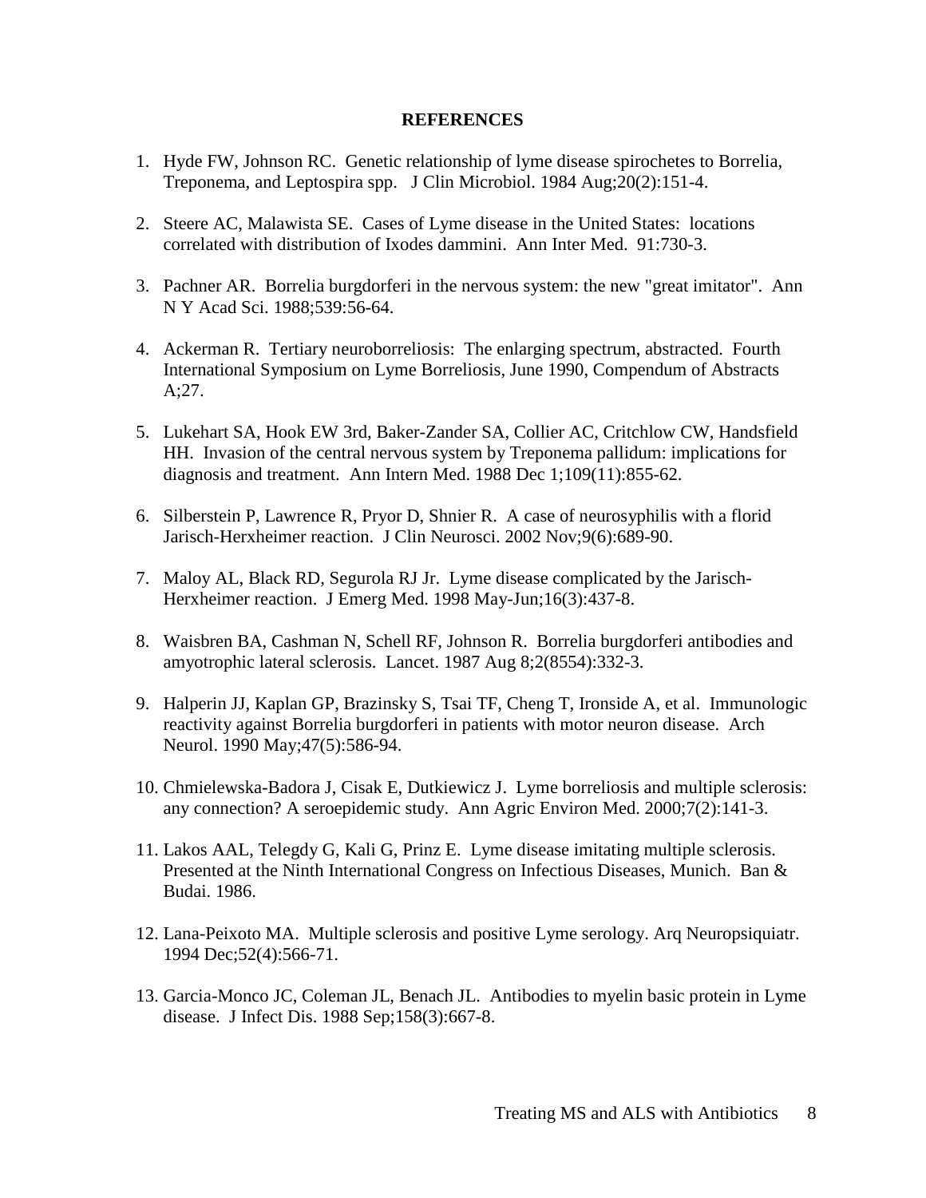## REFERENCES

1. Hyde FW, Johnson RC. Genetic relationship of lyme disease spirochetes to Borrelia, Treponema, and Leptospira spp. J Clin Microbiol. 1984 Aug;20(2):151-4.

2. Steere AC, Malawista SE. Cases of Lyme disease in the United States: locations correlated with distribution of Ixodes dammini. Ann Inter Med. 91:730-3.

3. Pachner AR. Borrelia burgdorferi in the nervous system: the new "great imitator". Ann N Y Acad Sci. 1988;539:56-64.

4. Ackerman R. Tertiary neuroborreliosis: The enlarging spectrum, abstracted. Fourth International Symposium on Lyme Borreliosis, June 1990, Compendum of Abstracts A;27.

5. Lukehart SA, Hook EW 3rd, Baker-Zander SA, Collier AC, Critchlow CW, Handsfield HH. Invasion of the central nervous system by Treponema pallidum: implications for diagnosis and treatment. Ann Intern Med. 1988 Dec 1;109(11):855-62.

6. Silberstein P, Lawrence R, Pryor D, Shnier R. A case of neurosyphilis with a florid Jarisch-Herxheimer reaction. J Clin Neurosci. 2002 Nov;9(6):689-90.

7. Maloy AL, Black RD, Segurola RJ Jr. Lyme disease complicated by the Jarisch-Herxheimer reaction. J Emerg Med. 1998 May-Jun;16(3):437-8.

8. Waisbren BA, Cashman N, Schell RF, Johnson R. Borrelia burgdorferi antibodies and amyotrophic lateral sclerosis. Lancet. 1987 Aug 8;2(8554):332-3.

9. Halperin JJ, Kaplan GP, Brazinsky S, Tsai TF, Cheng T, Ironside A, et al. Immunologic reactivity against Borrelia burgdorferi in patients with motor neuron disease. Arch Neurol. 1990 May;47(5):586-94.

10. Chmielewska-Badora J, Cisak E, Dutkiewicz J. Lyme borreliosis and multiple sclerosis: any connection? A seroepidemic study. Ann Agric Environ Med. 2000;7(2):141-3.

11. Lakos AAL, Telegdy G, Kali G, Prinz E. Lyme disease imitating multiple sclerosis. Presented at the Ninth International Congress on Infectious Diseases, Munich. Ban & Budai. 1986.

12. Lana-Peixoto MA. Multiple sclerosis and positive Lyme serology. Arq Neuropsiquiatr. 1994 Dec;52(4):566-71.

13. Garcia-Monco JC, Coleman JL, Benach JL. Antibodies to myelin basic protein in Lyme disease. J Infect Dis. 1988 Sep;158(3):667-8.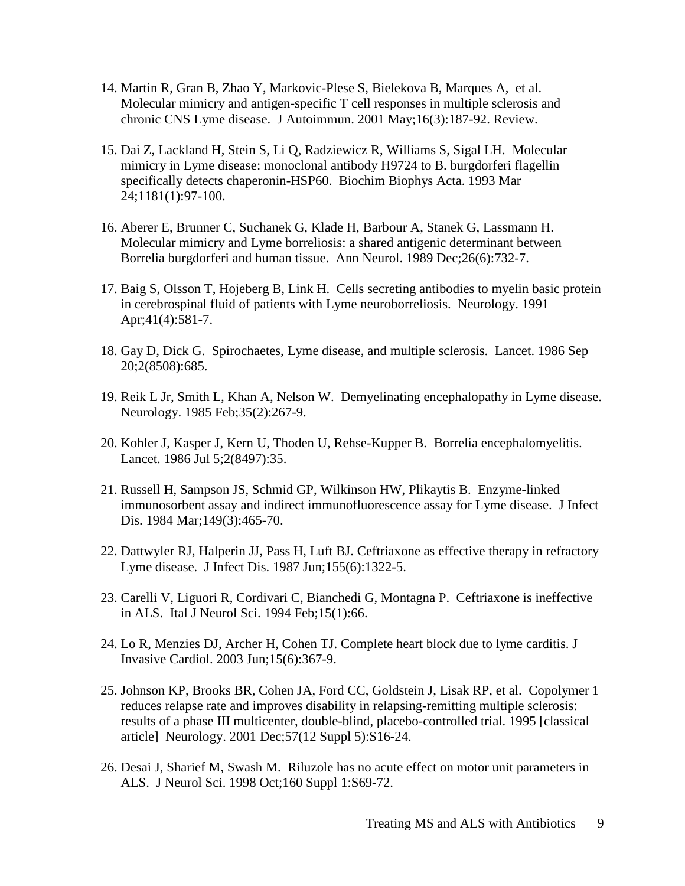14. Martin R, Gran B, Zhao Y, Markovic-Plese S, Bielekova B, Marques A, et al. Molecular mimicry and antigen-specific T cell responses in multiple sclerosis and chronic CNS Lyme disease. J Autoimmun. 2001 May;16(3):187-92. Review.

15. Dai Z, Lackland H, Stein S, Li Q, Radziewicz R, Williams S, Sigal LH. Molecular mimicry in Lyme disease: monoclonal antibody H9724 to B. burgdorferi flagellin specifically detects chaperonin-HSP60. Biochim Biophys Acta. 1993 Mar 24;1181(1):97-100.

16. Aberer E, Brunner C, Suchanek G, Klade H, Barbour A, Stanek G, Lassmann H. Molecular mimicry and Lyme borreliosis: a shared antigenic determinant between Borrelia burgdorferi and human tissue. Ann Neurol. 1989 Dec;26(6):732-7.

17. Baig S, Olsson T, Hojeberg B, Link H. Cells secreting antibodies to myelin basic protein in cerebrospinal fluid of patients with Lyme neuroborreliosis. Neurology. 1991 Apr;41(4):581-7.

18. Gay D, Dick G. Spirochaetes, Lyme disease, and multiple sclerosis. Lancet. 1986 Sep 20;2(8508):685.

19. Reik L Jr, Smith L, Khan A, Nelson W. Demyelinating encephalopathy in Lyme disease. Neurology. 1985 Feb;35(2):267-9.

20. Kohler J, Kasper J, Kern U, Thoden U, Rehse-Kupper B. Borrelia encephalomyelitis. Lancet. 1986 Jul 5;2(8497):35.

21. Russell H, Sampson JS, Schmid GP, Wilkinson HW, Plikaytis B. Enzyme-linked immunosorbent assay and indirect immunofluorescence assay for Lyme disease. J Infect Dis. 1984 Mar;149(3):465-70.

22. Dattwyler RJ, Halperin JJ, Pass H, Luft BJ. Ceftriaxone as effective therapy in refractory Lyme disease. J Infect Dis. 1987 Jun;155(6):1322-5.

23. Carelli V, Liguori R, Cordivari C, Bianchedi G, Montagna P. Ceftriaxone is ineffective in ALS. Ital J Neurol Sci. 1994 Feb;15(1):66.

24. Lo R, Menzies DJ, Archer H, Cohen TJ. Complete heart block due to lyme carditis. J Invasive Cardiol. 2003 Jun;15(6):367-9.

25. Johnson KP, Brooks BR, Cohen JA, Ford CC, Goldstein J, Lisak RP, et al. Copolymer 1 reduces relapse rate and improves disability in relapsing-remitting multiple sclerosis: results of a phase III multicenter, double-blind, placebo-controlled trial. 1995 [classical article] Neurology. 2001 Dec;57(12 Suppl 5):S16-24.

26. Desai J, Sharief M, Swash M. Riluzole has no acute effect on motor unit parameters in ALS. J Neurol Sci. 1998 Oct;160 Suppl 1:S69-72.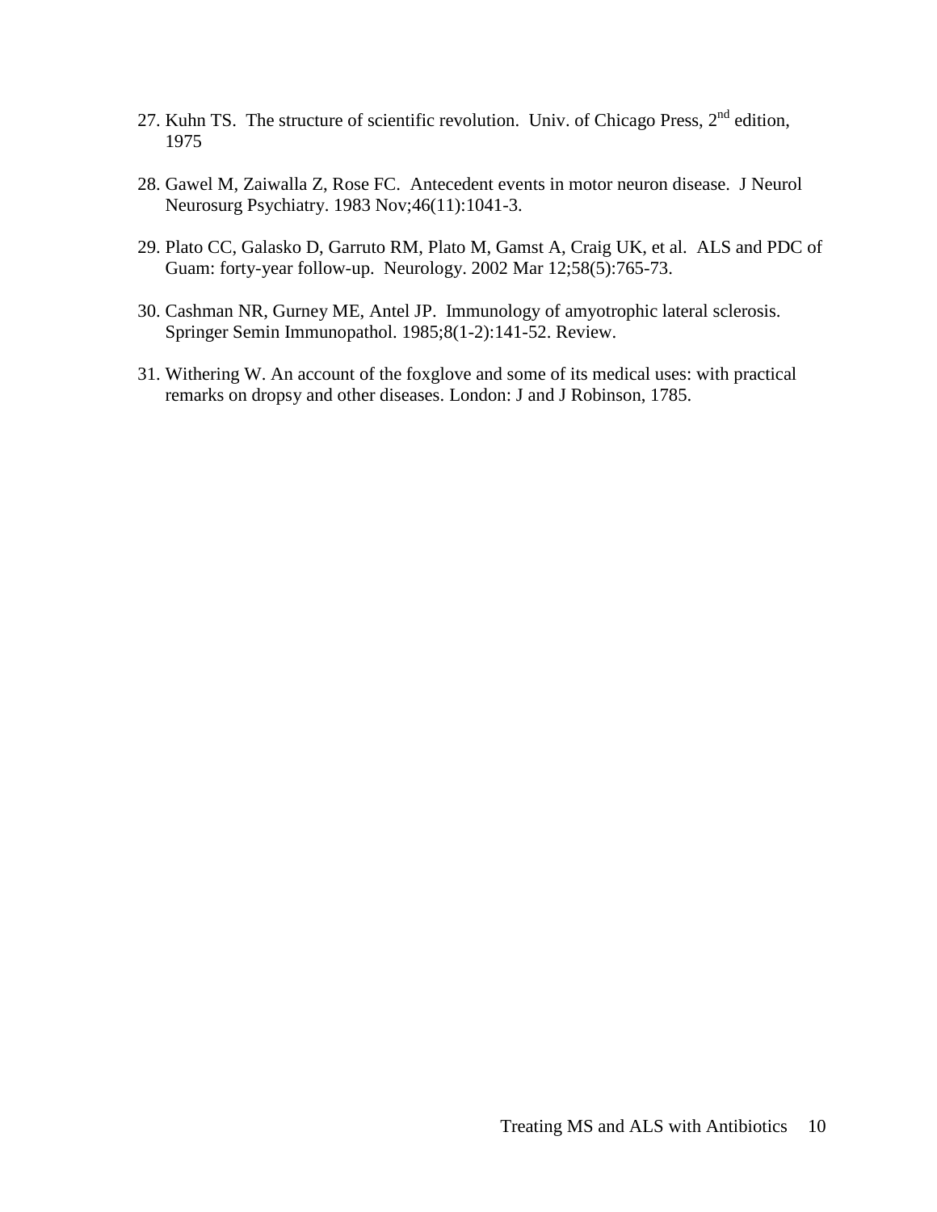27. Kuhn TS. The structure of scientific revolution. Univ. of Chicago Press, 2nd edition, 1975

28. Gawel M, Zaiwalla Z, Rose FC. Antecedent events in motor neuron disease. J Neurol Neurosurg Psychiatry. 1983 Nov;46(11):1041-3.

29. Plato CC, Galasko D, Garruto RM, Plato M, Gamst A, Craig UK, et al. ALS and PDC of Guam: forty-year follow-up. Neurology. 2002 Mar 12;58(5):765-73.

30. Cashman NR, Gurney ME, Antel JP. Immunology of amyotrophic lateral sclerosis. Springer Semin Immunopathol. 1985;8(1-2):141-52. Review.

31. Withering W. An account of the foxglove and some of its medical uses: with practical remarks on dropsy and other diseases. London: J and J Robinson, 1785.